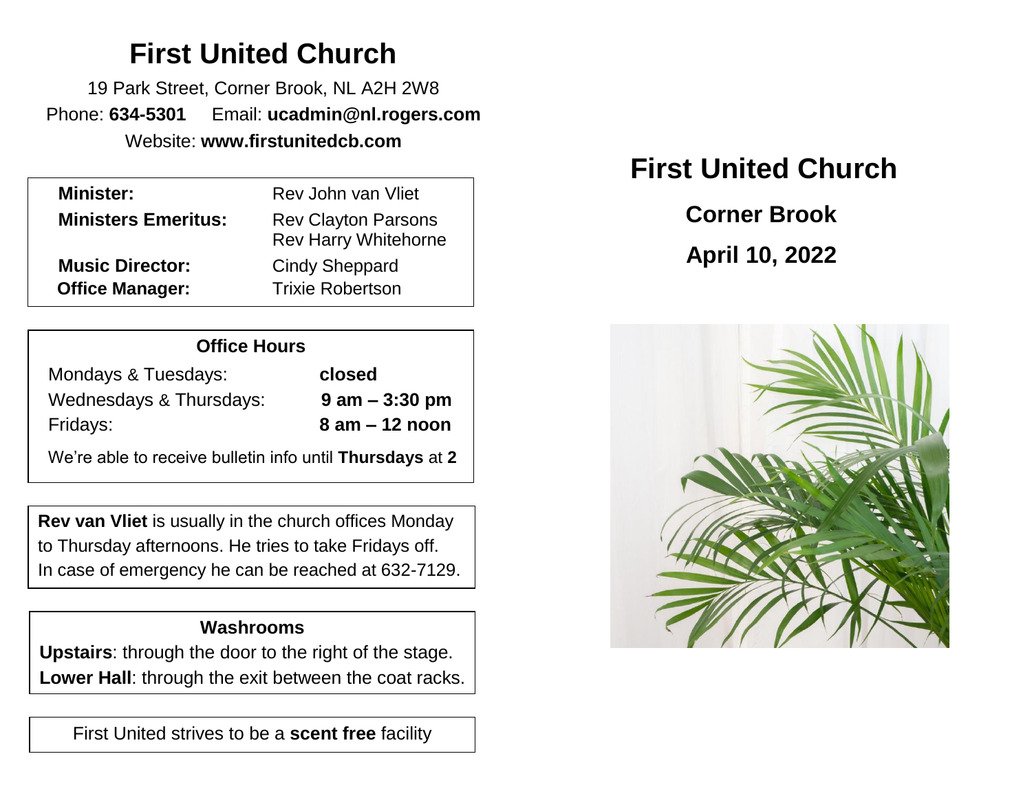# First United Church

19 Park Street, Corner Brook, NL A2H 2W8

Phone: **634-5301** Email: **ucadmin@nl.rogers.com**

Website: **www.firstunitedcb.com**

| | |
|---|---|
| **Minister:** | Rev John van Vliet |
| **Ministers Emeritus:** | Rev Clayton Parsons<br>Rev Harry Whitehorne |
| **Music Director:** | Cindy Sheppard |
| **Office Manager:** | Trixie Robertson |

### Office Hours

| | |
|---|---|
| Mondays & Tuesdays: | **closed** |
| Wednesdays & Thursdays: | **9 am – 3:30 pm** |
| Fridays: | **8 am – 12 noon** |

We're able to receive bulletin info until **Thursdays** at **2**

**Rev van Vliet** is usually in the church offices Monday to Thursday afternoons. He tries to take Fridays off. In case of emergency he can be reached at 632-7129.

### Washrooms

**Upstairs**: through the door to the right of the stage.

**Lower Hall**: through the exit between the coat racks.

First United strives to be a **scent free** facility

# First United Church

## Corner Brook

## April 10, 2022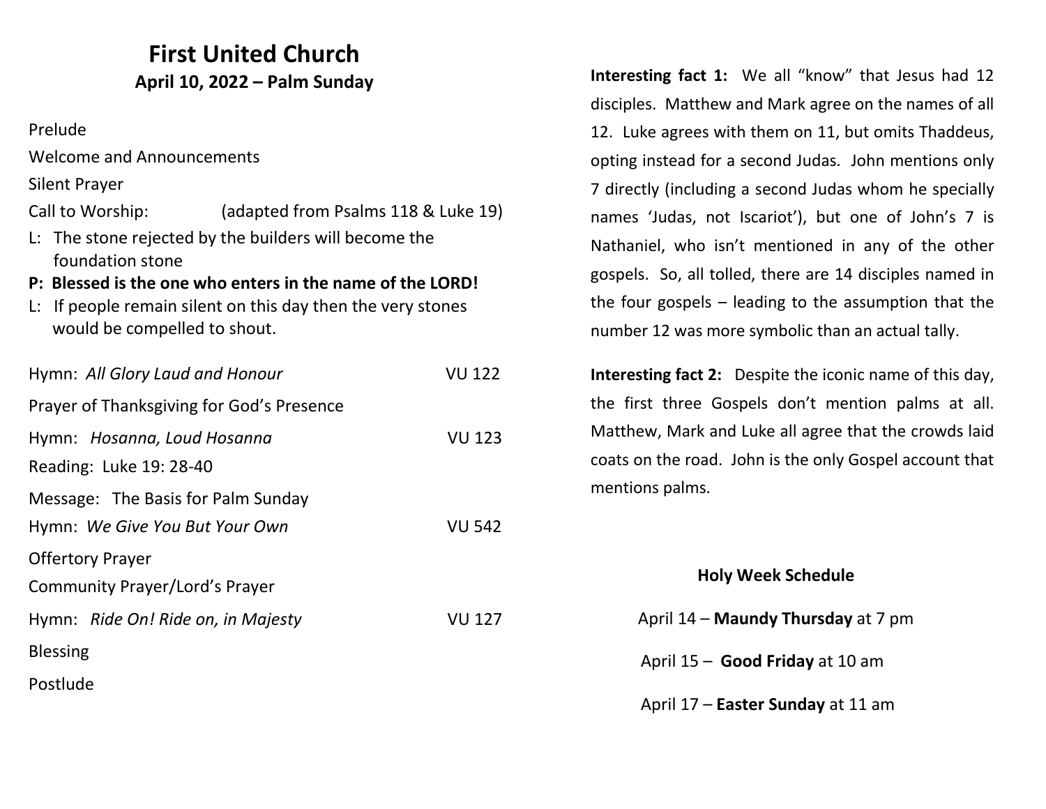# First United Church

**April 10, 2022 – Palm Sunday**

Prelude

Welcome and Announcements

Silent Prayer

Call to Worship: (adapted from Psalms 118 & Luke 19)

L: The stone rejected by the builders will become the foundation stone

**P: Blessed is the one who enters in the name of the LORD!**

L: If people remain silent on this day then the very stones would be compelled to shout.

Hymn: *All Glory Laud and Honour* VU 122

Prayer of Thanksgiving for God's Presence

Hymn: *Hosanna, Loud Hosanna* VU 123

Reading: Luke 19: 28-40

Message: The Basis for Palm Sunday

Hymn: *We Give You But Your Own* VU 542

Offertory Prayer

Community Prayer/Lord's Prayer

Hymn: *Ride On! Ride on, in Majesty* VU 127

Blessing

Postlude

**Interesting fact 1:** We all "know" that Jesus had 12 disciples. Matthew and Mark agree on the names of all 12. Luke agrees with them on 11, but omits Thaddeus, opting instead for a second Judas. John mentions only 7 directly (including a second Judas whom he specially names 'Judas, not Iscariot'), but one of John's 7 is Nathaniel, who isn't mentioned in any of the other gospels. So, all tolled, there are 14 disciples named in the four gospels – leading to the assumption that the number 12 was more symbolic than an actual tally.

**Interesting fact 2:** Despite the iconic name of this day, the first three Gospels don't mention palms at all. Matthew, Mark and Luke all agree that the crowds laid coats on the road. John is the only Gospel account that mentions palms.

**Holy Week Schedule**

April 14 – **Maundy Thursday** at 7 pm

April 15 – **Good Friday** at 10 am

April 17 – **Easter Sunday** at 11 am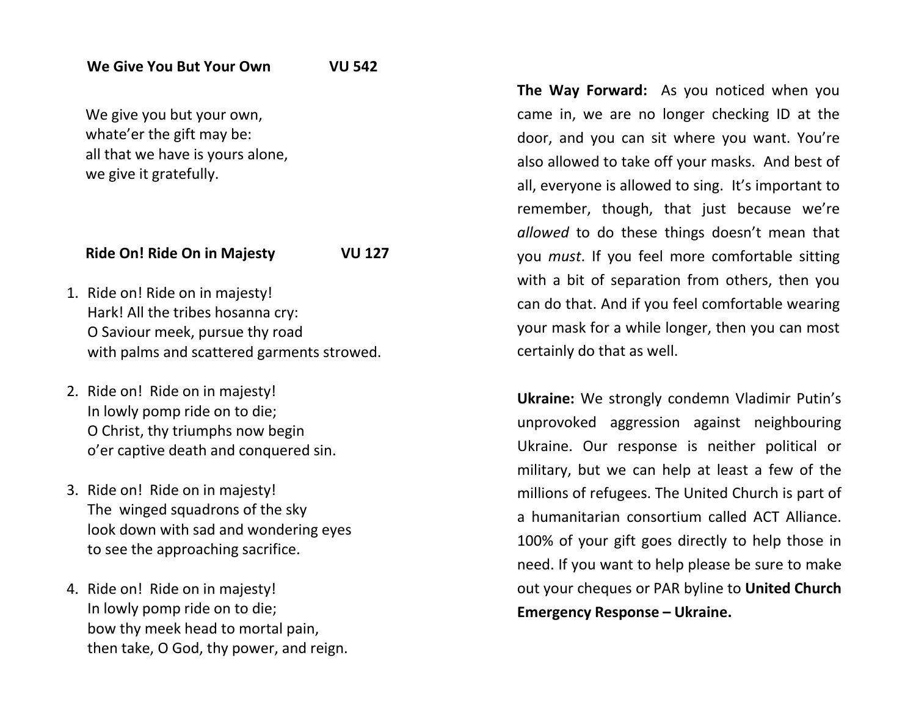**We Give You But Your Own** **VU 542**

We give you but your own,  
whate'er the gift may be:  
all that we have is yours alone,  
we give it gratefully.

**Ride On! Ride On in Majesty** **VU 127**

1. Ride on! Ride on in majesty!  
   Hark! All the tribes hosanna cry:  
   O Saviour meek, pursue thy road  
   with palms and scattered garments strowed.

2. Ride on! Ride on in majesty!  
   In lowly pomp ride on to die;  
   O Christ, thy triumphs now begin  
   o'er captive death and conquered sin.

3. Ride on! Ride on in majesty!  
   The winged squadrons of the sky  
   look down with sad and wondering eyes  
   to see the approaching sacrifice.

4. Ride on! Ride on in majesty!  
   In lowly pomp ride on to die;  
   bow thy meek head to mortal pain,  
   then take, O God, thy power, and reign.

**The Way Forward:** As you noticed when you came in, we are no longer checking ID at the door, and you can sit where you want. You're also allowed to take off your masks. And best of all, everyone is allowed to sing. It's important to remember, though, that just because we're *allowed* to do these things doesn't mean that you *must*. If you feel more comfortable sitting with a bit of separation from others, then you can do that. And if you feel comfortable wearing your mask for a while longer, then you can most certainly do that as well.

**Ukraine:** We strongly condemn Vladimir Putin's unprovoked aggression against neighbouring Ukraine. Our response is neither political or military, but we can help at least a few of the millions of refugees. The United Church is part of a humanitarian consortium called ACT Alliance. 100% of your gift goes directly to help those in need. If you want to help please be sure to make out your cheques or PAR byline to **United Church Emergency Response – Ukraine.**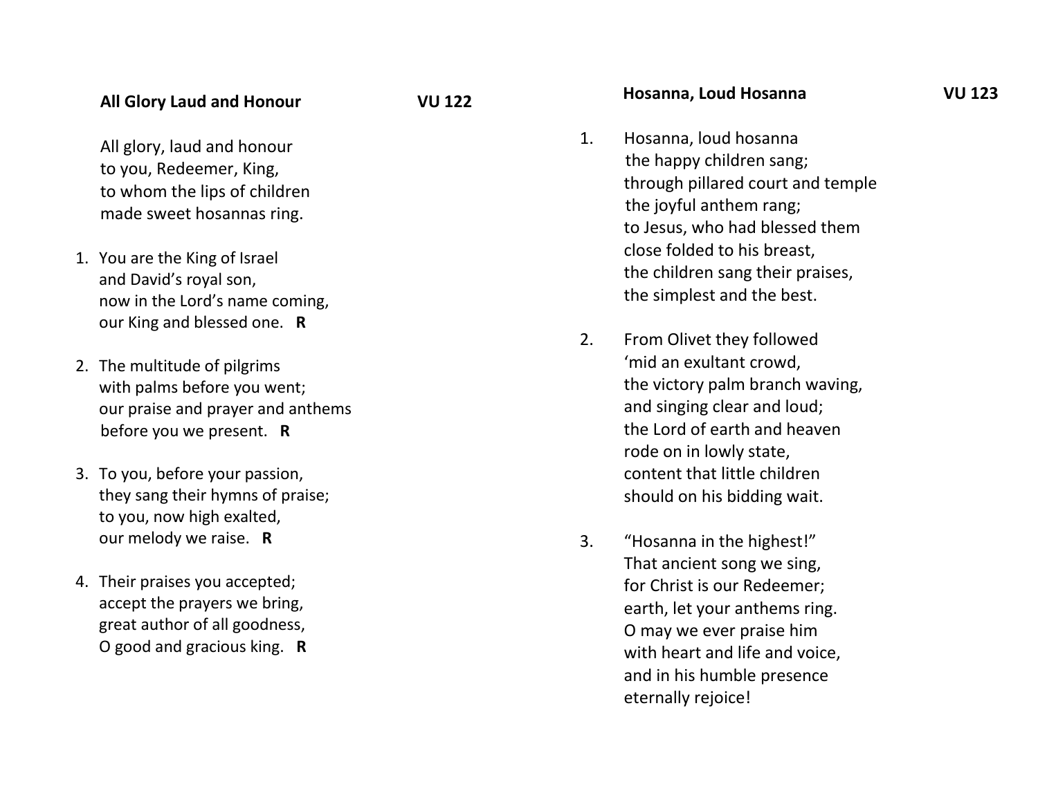**All Glory Laud and Honour** **VU 122**

All glory, laud and honour
to you, Redeemer, King,
to whom the lips of children
made sweet hosannas ring.

1. You are the King of Israel
   and David's royal son,
   now in the Lord's name coming,
   our King and blessed one. **R**

2. The multitude of pilgrims
   with palms before you went;
   our praise and prayer and anthems
   before you we present. **R**

3. To you, before your passion,
   they sang their hymns of praise;
   to you, now high exalted,
   our melody we raise. **R**

4. Their praises you accepted;
   accept the prayers we bring,
   great author of all goodness,
   O good and gracious king. **R**

**Hosanna, Loud Hosanna** **VU 123**

1. Hosanna, loud hosanna
   the happy children sang;
   through pillared court and temple
   the joyful anthem rang;
   to Jesus, who had blessed them
   close folded to his breast,
   the children sang their praises,
   the simplest and the best.

2. From Olivet they followed
   'mid an exultant crowd,
   the victory palm branch waving,
   and singing clear and loud;
   the Lord of earth and heaven
   rode on in lowly state,
   content that little children
   should on his bidding wait.

3. "Hosanna in the highest!"
   That ancient song we sing,
   for Christ is our Redeemer;
   earth, let your anthems ring.
   O may we ever praise him
   with heart and life and voice,
   and in his humble presence
   eternally rejoice!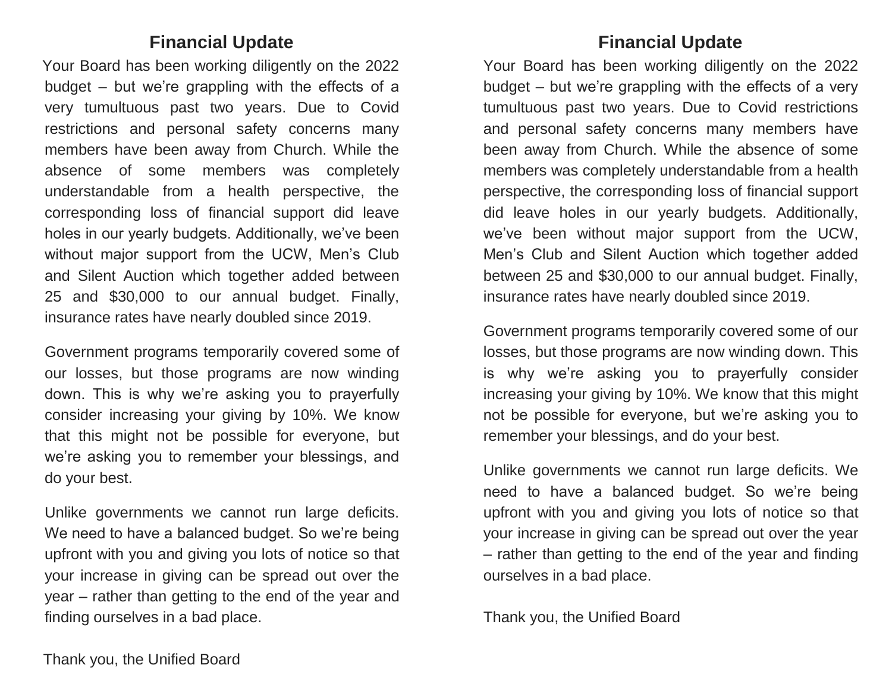## Financial Update

Your Board has been working diligently on the 2022 budget – but we're grappling with the effects of a very tumultuous past two years. Due to Covid restrictions and personal safety concerns many members have been away from Church. While the absence of some members was completely understandable from a health perspective, the corresponding loss of financial support did leave holes in our yearly budgets. Additionally, we've been without major support from the UCW, Men's Club and Silent Auction which together added between 25 and $30,000 to our annual budget. Finally, insurance rates have nearly doubled since 2019.

Government programs temporarily covered some of our losses, but those programs are now winding down. This is why we're asking you to prayerfully consider increasing your giving by 10%. We know that this might not be possible for everyone, but we're asking you to remember your blessings, and do your best.

Unlike governments we cannot run large deficits. We need to have a balanced budget. So we're being upfront with you and giving you lots of notice so that your increase in giving can be spread out over the year – rather than getting to the end of the year and finding ourselves in a bad place.

Thank you, the Unified Board

## Financial Update

Your Board has been working diligently on the 2022 budget – but we're grappling with the effects of a very tumultuous past two years. Due to Covid restrictions and personal safety concerns many members have been away from Church. While the absence of some members was completely understandable from a health perspective, the corresponding loss of financial support did leave holes in our yearly budgets. Additionally, we've been without major support from the UCW, Men's Club and Silent Auction which together added between 25 and $30,000 to our annual budget. Finally, insurance rates have nearly doubled since 2019.

Government programs temporarily covered some of our losses, but those programs are now winding down. This is why we're asking you to prayerfully consider increasing your giving by 10%. We know that this might not be possible for everyone, but we're asking you to remember your blessings, and do your best.

Unlike governments we cannot run large deficits. We need to have a balanced budget. So we're being upfront with you and giving you lots of notice so that your increase in giving can be spread out over the year – rather than getting to the end of the year and finding ourselves in a bad place.

Thank you, the Unified Board